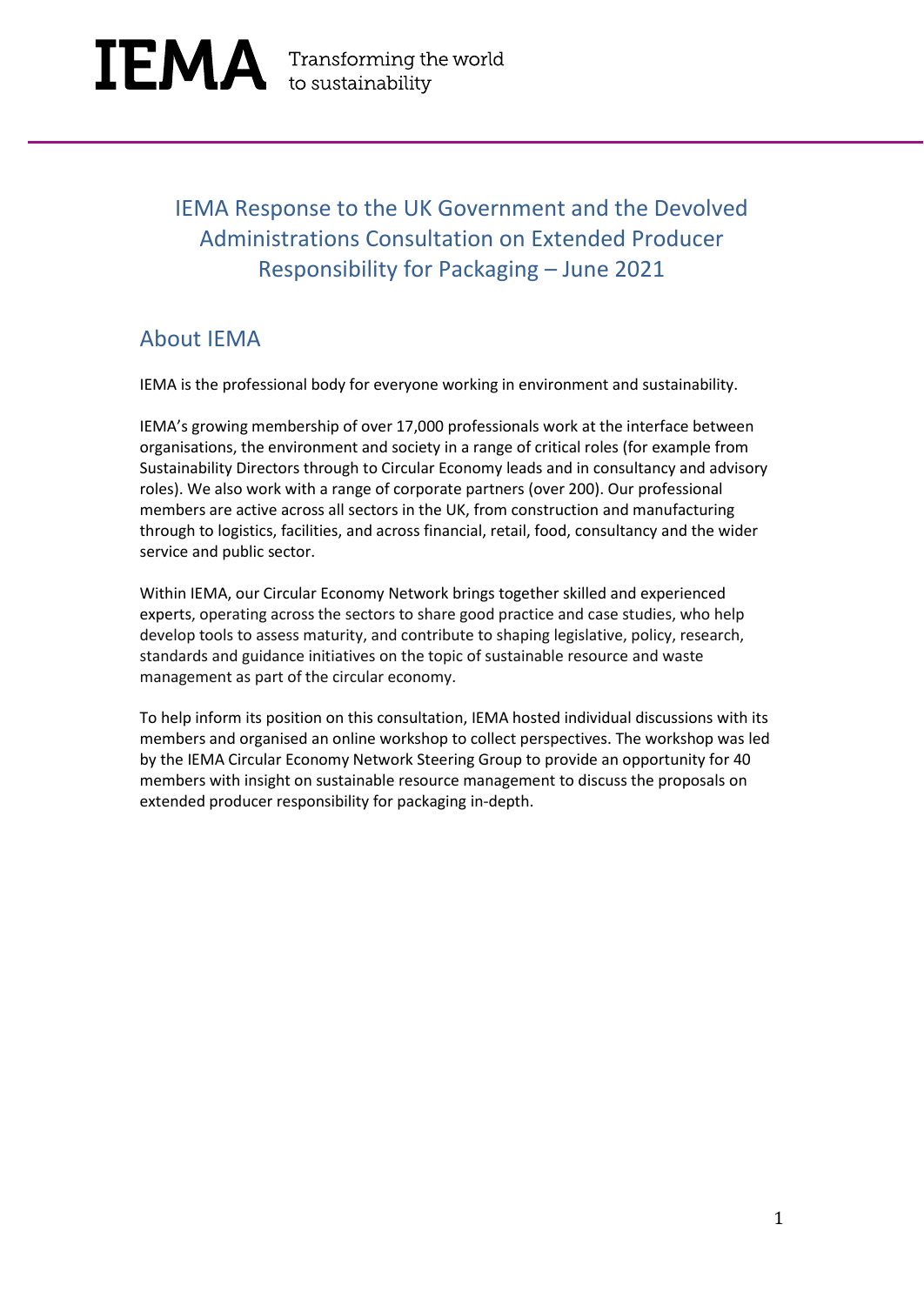IEMA Transforming the world to sustainability

# IEMA Response to the UK Government and the Devolved Administrations Consultation on Extended Producer Responsibility for Packaging – June 2021

## About IEMA

IEMA is the professional body for everyone working in environment and sustainability.

IEMA's growing membership of over 17,000 professionals work at the interface between organisations, the environment and society in a range of critical roles (for example from Sustainability Directors through to Circular Economy leads and in consultancy and advisory roles). We also work with a range of corporate partners (over 200). Our professional members are active across all sectors in the UK, from construction and manufacturing through to logistics, facilities, and across financial, retail, food, consultancy and the wider service and public sector.

Within IEMA, our Circular Economy Network brings together skilled and experienced experts, operating across the sectors to share good practice and case studies, who help develop tools to assess maturity, and contribute to shaping legislative, policy, research, standards and guidance initiatives on the topic of sustainable resource and waste management as part of the circular economy.

To help inform its position on this consultation, IEMA hosted individual discussions with its members and organised an online workshop to collect perspectives. The workshop was led by the IEMA Circular Economy Network Steering Group to provide an opportunity for 40 members with insight on sustainable resource management to discuss the proposals on extended producer responsibility for packaging in-depth.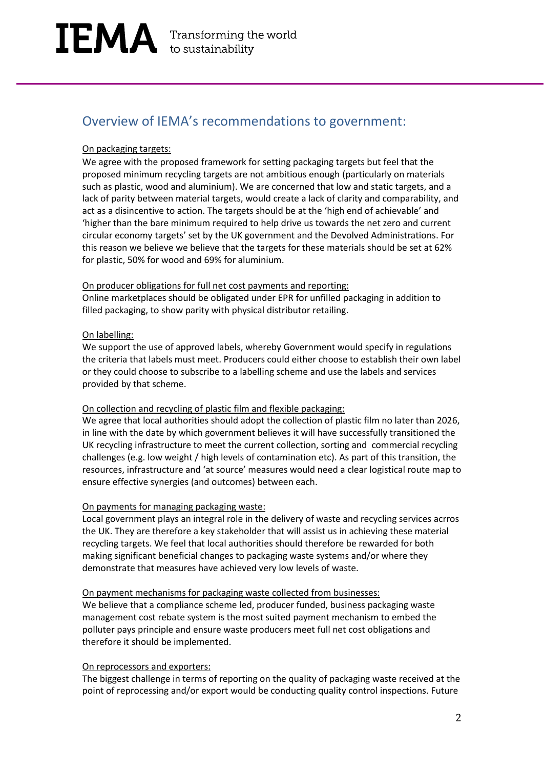## Overview of IEMA's recommendations to government:

On packaging targets:

We agree with the proposed framework for setting packaging targets but feel that the proposed minimum recycling targets are not ambitious enough (particularly on materials such as plastic, wood and aluminium). We are concerned that low and static targets, and a lack of parity between material targets, would create a lack of clarity and comparability, and act as a disincentive to action. The targets should be at the 'high end of achievable' and 'higher than the bare minimum required to help drive us towards the net zero and current circular economy targets' set by the UK government and the Devolved Administrations. For this reason we believe we believe that the targets for these materials should be set at 62% for plastic, 50% for wood and 69% for aluminium.

On producer obligations for full net cost payments and reporting:

Online marketplaces should be obligated under EPR for unfilled packaging in addition to filled packaging, to show parity with physical distributor retailing.

On labelling:

We support the use of approved labels, whereby Government would specify in regulations the criteria that labels must meet. Producers could either choose to establish their own label or they could choose to subscribe to a labelling scheme and use the labels and services provided by that scheme.

On collection and recycling of plastic film and flexible packaging:

We agree that local authorities should adopt the collection of plastic film no later than 2026, in line with the date by which government believes it will have successfully transitioned the UK recycling infrastructure to meet the current collection, sorting and commercial recycling challenges (e.g. low weight / high levels of contamination etc). As part of this transition, the resources, infrastructure and 'at source' measures would need a clear logistical route map to ensure effective synergies (and outcomes) between each.

On payments for managing packaging waste:

Local government plays an integral role in the delivery of waste and recycling services acrros the UK. They are therefore a key stakeholder that will assist us in achieving these material recycling targets. We feel that local authorities should therefore be rewarded for both making significant beneficial changes to packaging waste systems and/or where they demonstrate that measures have achieved very low levels of waste.

On payment mechanisms for packaging waste collected from businesses:

We believe that a compliance scheme led, producer funded, business packaging waste management cost rebate system is the most suited payment mechanism to embed the polluter pays principle and ensure waste producers meet full net cost obligations and therefore it should be implemented.

On reprocessors and exporters:

The biggest challenge in terms of reporting on the quality of packaging waste received at the point of reprocessing and/or export would be conducting quality control inspections. Future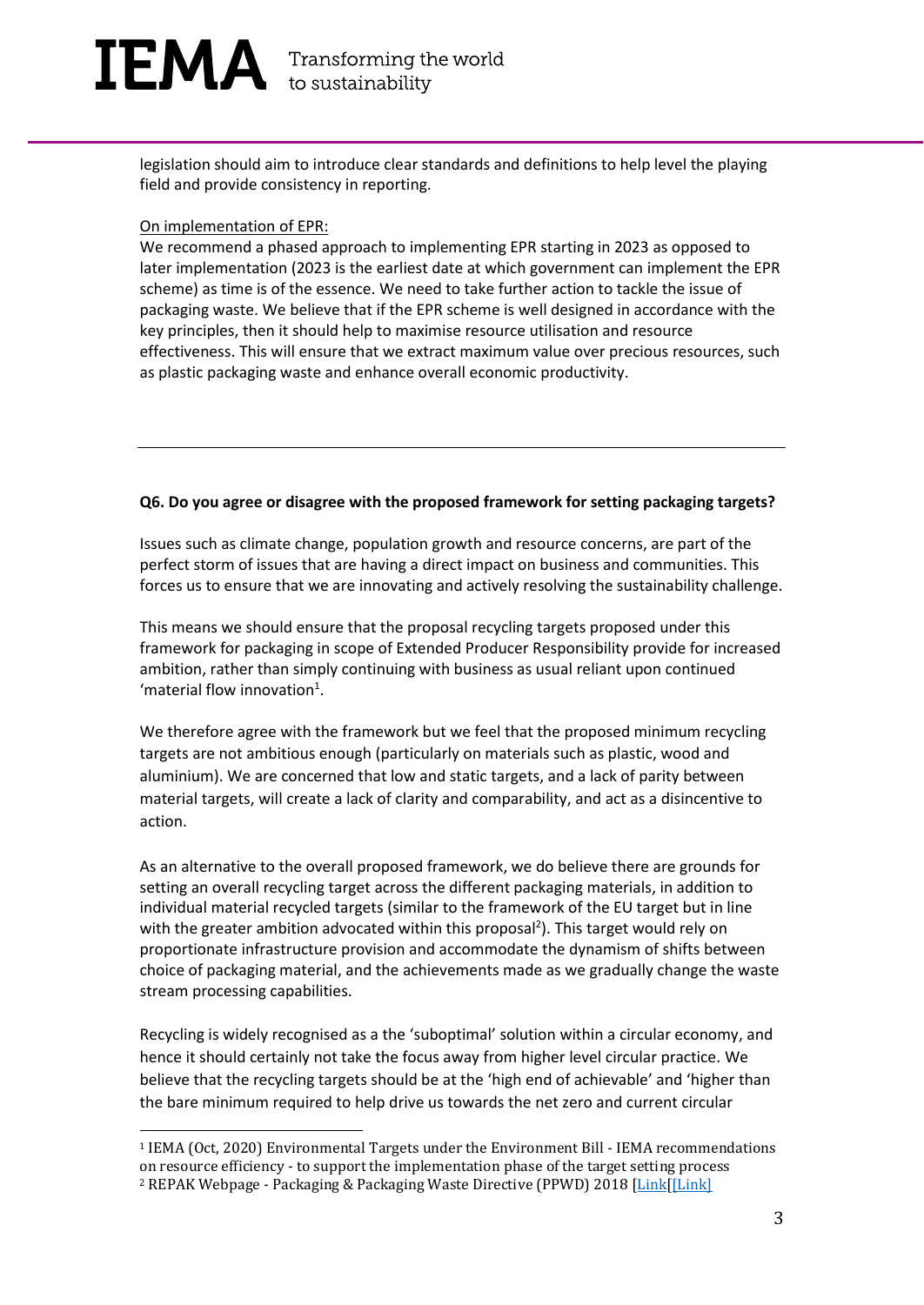legislation should aim to introduce clear standards and definitions to help level the playing field and provide consistency in reporting.

On implementation of EPR:

We recommend a phased approach to implementing EPR starting in 2023 as opposed to later implementation (2023 is the earliest date at which government can implement the EPR scheme) as time is of the essence. We need to take further action to tackle the issue of packaging waste. We believe that if the EPR scheme is well designed in accordance with the key principles, then it should help to maximise resource utilisation and resource effectiveness. This will ensure that we extract maximum value over precious resources, such as plastic packaging waste and enhance overall economic productivity.

---

**Q6. Do you agree or disagree with the proposed framework for setting packaging targets?**

Issues such as climate change, population growth and resource concerns, are part of the perfect storm of issues that are having a direct impact on business and communities. This forces us to ensure that we are innovating and actively resolving the sustainability challenge.

This means we should ensure that the proposal recycling targets proposed under this framework for packaging in scope of Extended Producer Responsibility provide for increased ambition, rather than simply continuing with business as usual reliant upon continued 'material flow innovation[1].

We therefore agree with the framework but we feel that the proposed minimum recycling targets are not ambitious enough (particularly on materials such as plastic, wood and aluminium). We are concerned that low and static targets, and a lack of parity between material targets, will create a lack of clarity and comparability, and act as a disincentive to action.

As an alternative to the overall proposed framework, we do believe there are grounds for setting an overall recycling target across the different packaging materials, in addition to individual material recycled targets (similar to the framework of the EU target but in line with the greater ambition advocated within this proposal[2]). This target would rely on proportionate infrastructure provision and accommodate the dynamism of shifts between choice of packaging material, and the achievements made as we gradually change the waste stream processing capabilities.

Recycling is widely recognised as a the 'suboptimal' solution within a circular economy, and hence it should certainly not take the focus away from higher level circular practice. We believe that the recycling targets should be at the 'high end of achievable' and 'higher than the bare minimum required to help drive us towards the net zero and current circular

---

[1] IEMA (Oct, 2020) Environmental Targets under the Environment Bill - IEMA recommendations on resource efficiency - to support the implementation phase of the target setting process

[2] REPAK Webpage - Packaging & Packaging Waste Directive (PPWD) 2018 [Link[[Link]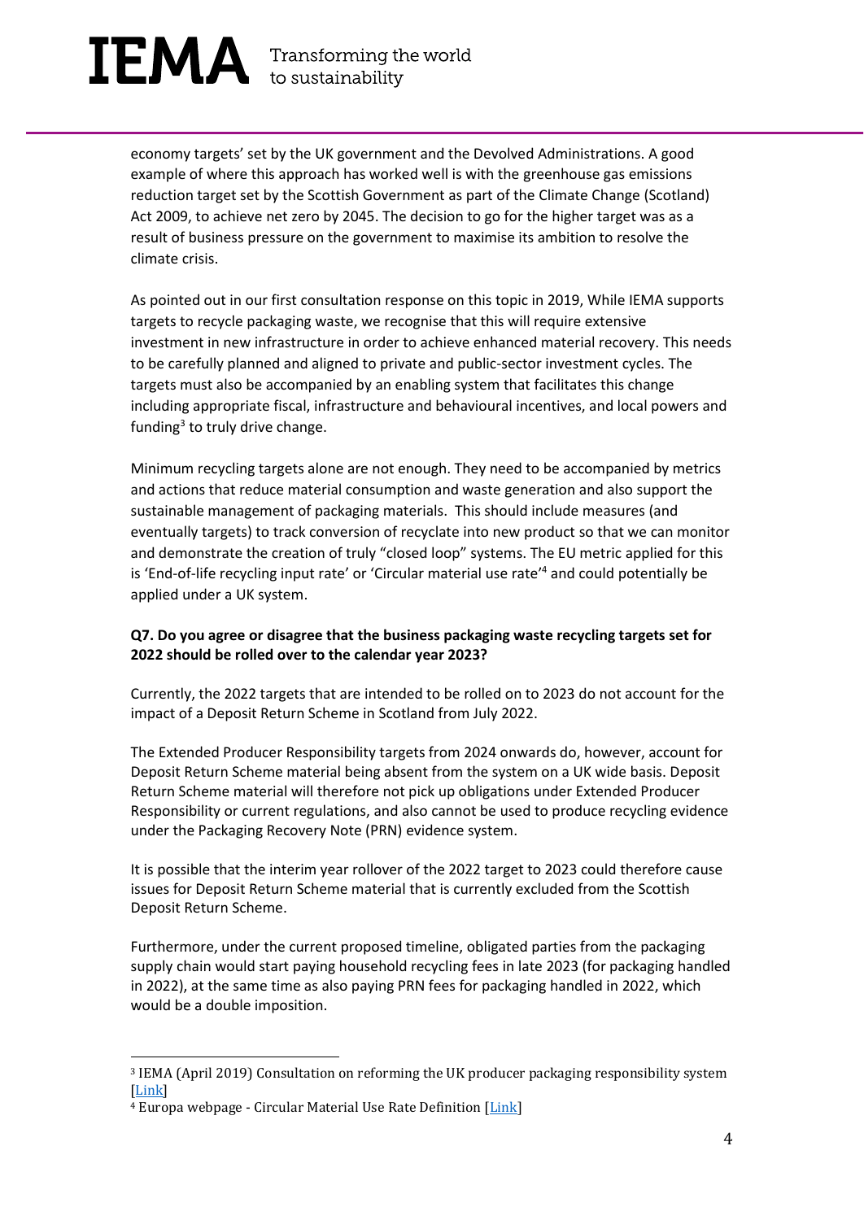economy targets' set by the UK government and the Devolved Administrations. A good example of where this approach has worked well is with the greenhouse gas emissions reduction target set by the Scottish Government as part of the Climate Change (Scotland) Act 2009, to achieve net zero by 2045. The decision to go for the higher target was as a result of business pressure on the government to maximise its ambition to resolve the climate crisis.

As pointed out in our first consultation response on this topic in 2019, While IEMA supports targets to recycle packaging waste, we recognise that this will require extensive investment in new infrastructure in order to achieve enhanced material recovery. This needs to be carefully planned and aligned to private and public-sector investment cycles. The targets must also be accompanied by an enabling system that facilitates this change including appropriate fiscal, infrastructure and behavioural incentives, and local powers and funding[3] to truly drive change.

Minimum recycling targets alone are not enough. They need to be accompanied by metrics and actions that reduce material consumption and waste generation and also support the sustainable management of packaging materials. This should include measures (and eventually targets) to track conversion of recyclate into new product so that we can monitor and demonstrate the creation of truly "closed loop" systems. The EU metric applied for this is 'End-of-life recycling input rate' or 'Circular material use rate'[4] and could potentially be applied under a UK system.

**Q7. Do you agree or disagree that the business packaging waste recycling targets set for 2022 should be rolled over to the calendar year 2023?**

Currently, the 2022 targets that are intended to be rolled on to 2023 do not account for the impact of a Deposit Return Scheme in Scotland from July 2022.

The Extended Producer Responsibility targets from 2024 onwards do, however, account for Deposit Return Scheme material being absent from the system on a UK wide basis. Deposit Return Scheme material will therefore not pick up obligations under Extended Producer Responsibility or current regulations, and also cannot be used to produce recycling evidence under the Packaging Recovery Note (PRN) evidence system.

It is possible that the interim year rollover of the 2022 target to 2023 could therefore cause issues for Deposit Return Scheme material that is currently excluded from the Scottish Deposit Return Scheme.

Furthermore, under the current proposed timeline, obligated parties from the packaging supply chain would start paying household recycling fees in late 2023 (for packaging handled in 2022), at the same time as also paying PRN fees for packaging handled in 2022, which would be a double imposition.

---

[3] IEMA (April 2019) Consultation on reforming the UK producer packaging responsibility system [Link]

[4] Europa webpage - Circular Material Use Rate Definition [Link]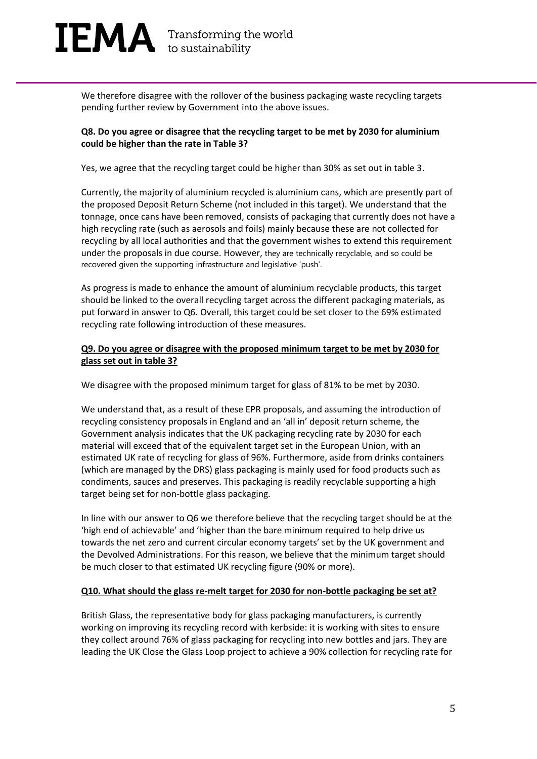We therefore disagree with the rollover of the business packaging waste recycling targets pending further review by Government into the above issues.

**Q8. Do you agree or disagree that the recycling target to be met by 2030 for aluminium could be higher than the rate in Table 3?**

Yes, we agree that the recycling target could be higher than 30% as set out in table 3.

Currently, the majority of aluminium recycled is aluminium cans, which are presently part of the proposed Deposit Return Scheme (not included in this target). We understand that the tonnage, once cans have been removed, consists of packaging that currently does not have a high recycling rate (such as aerosols and foils) mainly because these are not collected for recycling by all local authorities and that the government wishes to extend this requirement under the proposals in due course. However, they are technically recyclable, and so could be recovered given the supporting infrastructure and legislative 'push'.

As progress is made to enhance the amount of aluminium recyclable products, this target should be linked to the overall recycling target across the different packaging materials, as put forward in answer to Q6. Overall, this target could be set closer to the 69% estimated recycling rate following introduction of these measures.

**Q9. Do you agree or disagree with the proposed minimum target to be met by 2030 for glass set out in table 3?**

We disagree with the proposed minimum target for glass of 81% to be met by 2030.

We understand that, as a result of these EPR proposals, and assuming the introduction of recycling consistency proposals in England and an 'all in' deposit return scheme, the Government analysis indicates that the UK packaging recycling rate by 2030 for each material will exceed that of the equivalent target set in the European Union, with an estimated UK rate of recycling for glass of 96%. Furthermore, aside from drinks containers (which are managed by the DRS) glass packaging is mainly used for food products such as condiments, sauces and preserves. This packaging is readily recyclable supporting a high target being set for non-bottle glass packaging.

In line with our answer to Q6 we therefore believe that the recycling target should be at the 'high end of achievable' and 'higher than the bare minimum required to help drive us towards the net zero and current circular economy targets' set by the UK government and the Devolved Administrations. For this reason, we believe that the minimum target should be much closer to that estimated UK recycling figure (90% or more).

**Q10. What should the glass re-melt target for 2030 for non-bottle packaging be set at?**

British Glass, the representative body for glass packaging manufacturers, is currently working on improving its recycling record with kerbside: it is working with sites to ensure they collect around 76% of glass packaging for recycling into new bottles and jars. They are leading the UK Close the Glass Loop project to achieve a 90% collection for recycling rate for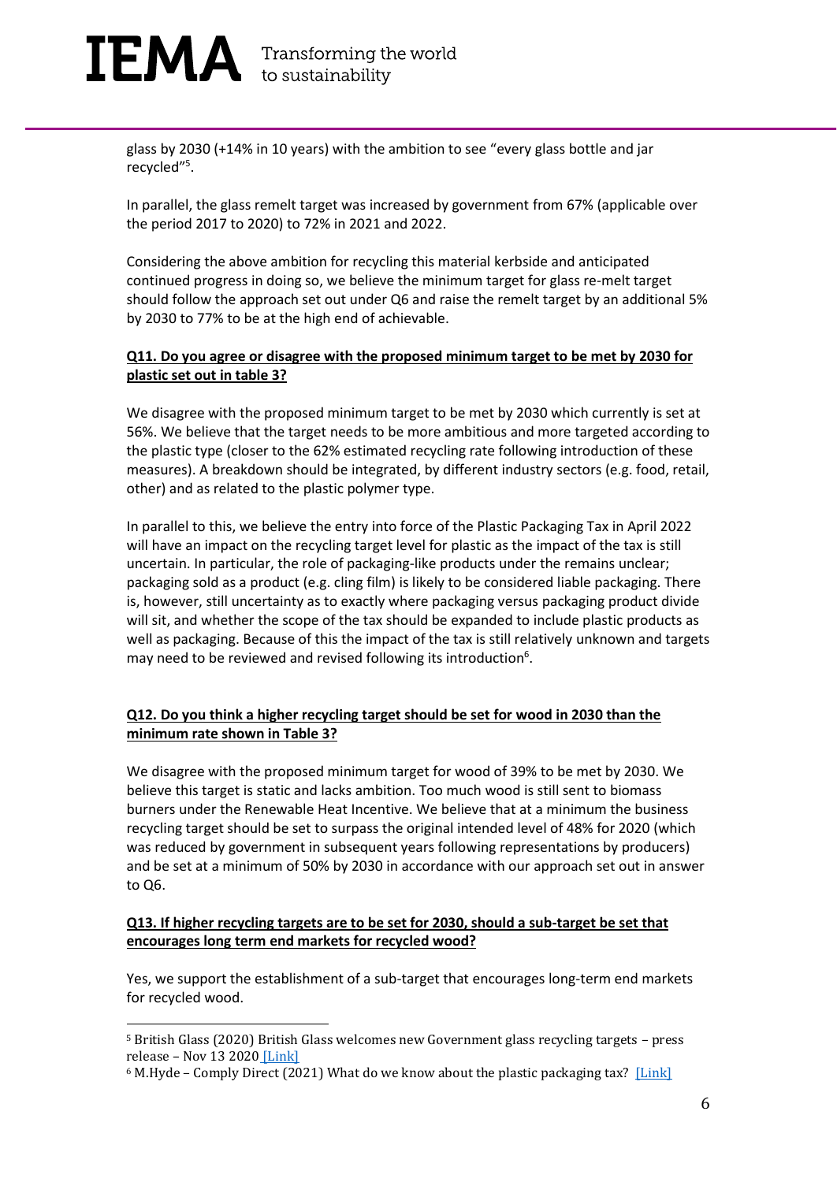glass by 2030 (+14% in 10 years) with the ambition to see "every glass bottle and jar recycled"[5].

In parallel, the glass remelt target was increased by government from 67% (applicable over the period 2017 to 2020) to 72% in 2021 and 2022.

Considering the above ambition for recycling this material kerbside and anticipated continued progress in doing so, we believe the minimum target for glass re-melt target should follow the approach set out under Q6 and raise the remelt target by an additional 5% by 2030 to 77% to be at the high end of achievable.

**Q11. Do you agree or disagree with the proposed minimum target to be met by 2030 for plastic set out in table 3?**

We disagree with the proposed minimum target to be met by 2030 which currently is set at 56%. We believe that the target needs to be more ambitious and more targeted according to the plastic type (closer to the 62% estimated recycling rate following introduction of these measures). A breakdown should be integrated, by different industry sectors (e.g. food, retail, other) and as related to the plastic polymer type.

In parallel to this, we believe the entry into force of the Plastic Packaging Tax in April 2022 will have an impact on the recycling target level for plastic as the impact of the tax is still uncertain. In particular, the role of packaging-like products under the remains unclear; packaging sold as a product (e.g. cling film) is likely to be considered liable packaging. There is, however, still uncertainty as to exactly where packaging versus packaging product divide will sit, and whether the scope of the tax should be expanded to include plastic products as well as packaging. Because of this the impact of the tax is still relatively unknown and targets may need to be reviewed and revised following its introduction[6].

**Q12. Do you think a higher recycling target should be set for wood in 2030 than the minimum rate shown in Table 3?**

We disagree with the proposed minimum target for wood of 39% to be met by 2030. We believe this target is static and lacks ambition. Too much wood is still sent to biomass burners under the Renewable Heat Incentive. We believe that at a minimum the business recycling target should be set to surpass the original intended level of 48% for 2020 (which was reduced by government in subsequent years following representations by producers) and be set at a minimum of 50% by 2030 in accordance with our approach set out in answer to Q6.

**Q13. If higher recycling targets are to be set for 2030, should a sub-target be set that encourages long term end markets for recycled wood?**

Yes, we support the establishment of a sub-target that encourages long-term end markets for recycled wood.

[5] British Glass (2020) British Glass welcomes new Government glass recycling targets – press release – Nov 13 2020 [Link]

[6] M.Hyde – Comply Direct (2021) What do we know about the plastic packaging tax? [Link]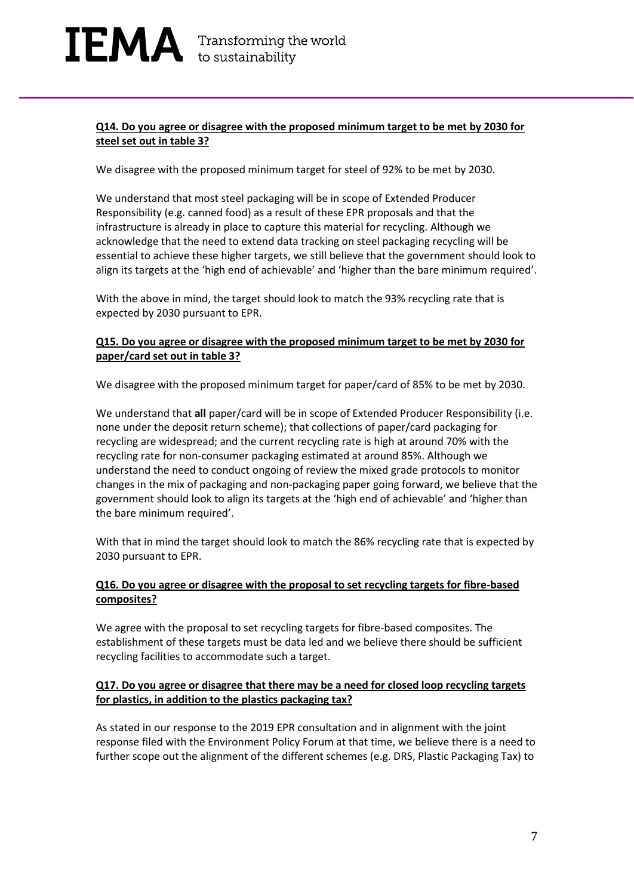**Q14. Do you agree or disagree with the proposed minimum target to be met by 2030 for steel set out in table 3?**

We disagree with the proposed minimum target for steel of 92% to be met by 2030.

We understand that most steel packaging will be in scope of Extended Producer Responsibility (e.g. canned food) as a result of these EPR proposals and that the infrastructure is already in place to capture this material for recycling. Although we acknowledge that the need to extend data tracking on steel packaging recycling will be essential to achieve these higher targets, we still believe that the government should look to align its targets at the 'high end of achievable' and 'higher than the bare minimum required'.

With the above in mind, the target should look to match the 93% recycling rate that is expected by 2030 pursuant to EPR.

**Q15. Do you agree or disagree with the proposed minimum target to be met by 2030 for paper/card set out in table 3?**

We disagree with the proposed minimum target for paper/card of 85% to be met by 2030.

We understand that **all** paper/card will be in scope of Extended Producer Responsibility (i.e. none under the deposit return scheme); that collections of paper/card packaging for recycling are widespread; and the current recycling rate is high at around 70% with the recycling rate for non-consumer packaging estimated at around 85%. Although we understand the need to conduct ongoing of review the mixed grade protocols to monitor changes in the mix of packaging and non-packaging paper going forward, we believe that the government should look to align its targets at the 'high end of achievable' and 'higher than the bare minimum required'.

With that in mind the target should look to match the 86% recycling rate that is expected by 2030 pursuant to EPR.

**Q16. Do you agree or disagree with the proposal to set recycling targets for fibre-based composites?**

We agree with the proposal to set recycling targets for fibre-based composites. The establishment of these targets must be data led and we believe there should be sufficient recycling facilities to accommodate such a target.

**Q17. Do you agree or disagree that there may be a need for closed loop recycling targets for plastics, in addition to the plastics packaging tax?**

As stated in our response to the 2019 EPR consultation and in alignment with the joint response filed with the Environment Policy Forum at that time, we believe there is a need to further scope out the alignment of the different schemes (e.g. DRS, Plastic Packaging Tax) to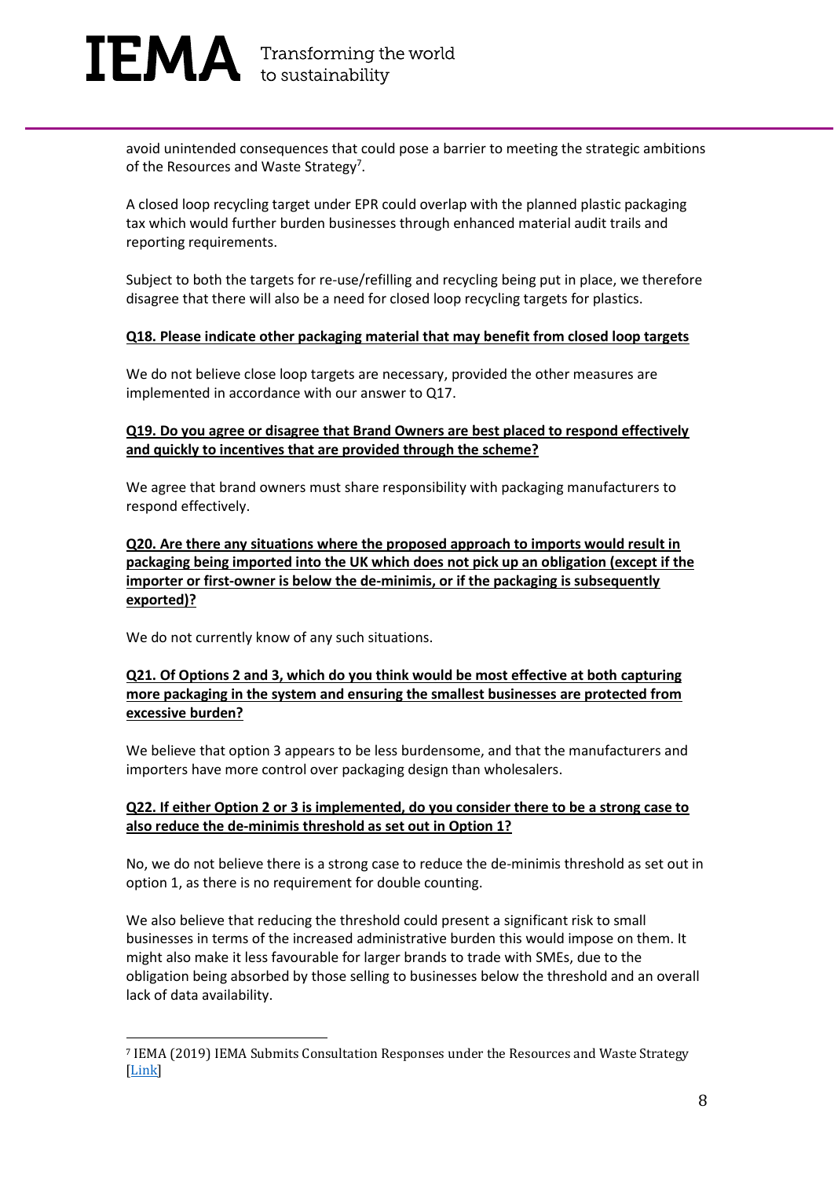avoid unintended consequences that could pose a barrier to meeting the strategic ambitions of the Resources and Waste Strategy[7].

A closed loop recycling target under EPR could overlap with the planned plastic packaging tax which would further burden businesses through enhanced material audit trails and reporting requirements.

Subject to both the targets for re-use/refilling and recycling being put in place, we therefore disagree that there will also be a need for closed loop recycling targets for plastics.

**Q18. Please indicate other packaging material that may benefit from closed loop targets**

We do not believe close loop targets are necessary, provided the other measures are implemented in accordance with our answer to Q17.

**Q19. Do you agree or disagree that Brand Owners are best placed to respond effectively and quickly to incentives that are provided through the scheme?**

We agree that brand owners must share responsibility with packaging manufacturers to respond effectively.

**Q20. Are there any situations where the proposed approach to imports would result in packaging being imported into the UK which does not pick up an obligation (except if the importer or first-owner is below the de-minimis, or if the packaging is subsequently exported)?**

We do not currently know of any such situations.

**Q21. Of Options 2 and 3, which do you think would be most effective at both capturing more packaging in the system and ensuring the smallest businesses are protected from excessive burden?**

We believe that option 3 appears to be less burdensome, and that the manufacturers and importers have more control over packaging design than wholesalers.

**Q22. If either Option 2 or 3 is implemented, do you consider there to be a strong case to also reduce the de-minimis threshold as set out in Option 1?**

No, we do not believe there is a strong case to reduce the de-minimis threshold as set out in option 1, as there is no requirement for double counting.

We also believe that reducing the threshold could present a significant risk to small businesses in terms of the increased administrative burden this would impose on them. It might also make it less favourable for larger brands to trade with SMEs, due to the obligation being absorbed by those selling to businesses below the threshold and an overall lack of data availability.

---

[7] IEMA (2019) IEMA Submits Consultation Responses under the Resources and Waste Strategy [Link]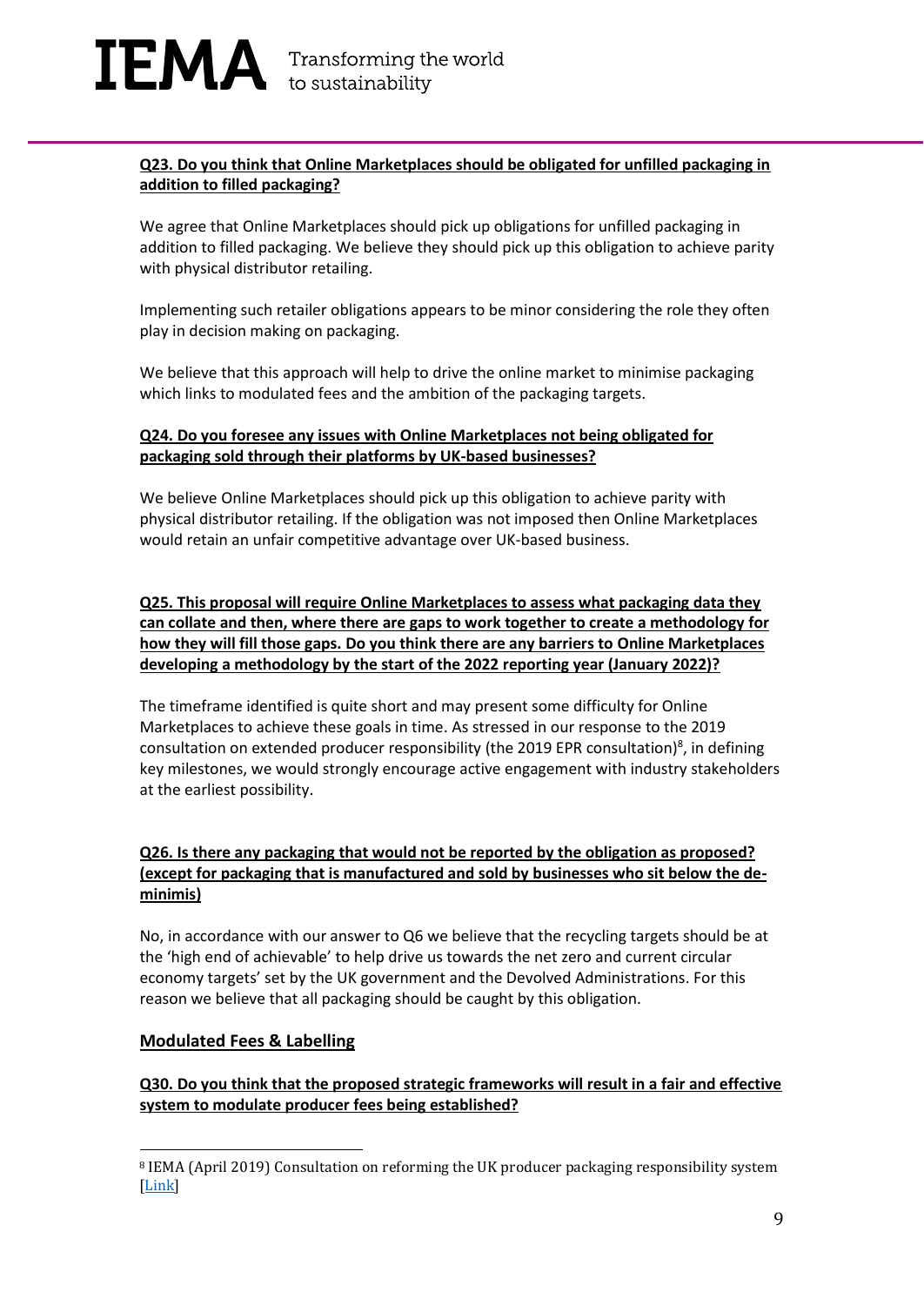**Q23. Do you think that Online Marketplaces should be obligated for unfilled packaging in addition to filled packaging?**

We agree that Online Marketplaces should pick up obligations for unfilled packaging in addition to filled packaging. We believe they should pick up this obligation to achieve parity with physical distributor retailing.

Implementing such retailer obligations appears to be minor considering the role they often play in decision making on packaging.

We believe that this approach will help to drive the online market to minimise packaging which links to modulated fees and the ambition of the packaging targets.

**Q24. Do you foresee any issues with Online Marketplaces not being obligated for packaging sold through their platforms by UK-based businesses?**

We believe Online Marketplaces should pick up this obligation to achieve parity with physical distributor retailing. If the obligation was not imposed then Online Marketplaces would retain an unfair competitive advantage over UK-based business.

**Q25. This proposal will require Online Marketplaces to assess what packaging data they can collate and then, where there are gaps to work together to create a methodology for how they will fill those gaps. Do you think there are any barriers to Online Marketplaces developing a methodology by the start of the 2022 reporting year (January 2022)?**

The timeframe identified is quite short and may present some difficulty for Online Marketplaces to achieve these goals in time. As stressed in our response to the 2019 consultation on extended producer responsibility (the 2019 EPR consultation)[8], in defining key milestones, we would strongly encourage active engagement with industry stakeholders at the earliest possibility.

**Q26. Is there any packaging that would not be reported by the obligation as proposed? (except for packaging that is manufactured and sold by businesses who sit below the de-minimis)**

No, in accordance with our answer to Q6 we believe that the recycling targets should be at the 'high end of achievable' to help drive us towards the net zero and current circular economy targets' set by the UK government and the Devolved Administrations. For this reason we believe that all packaging should be caught by this obligation.

## Modulated Fees & Labelling

**Q30. Do you think that the proposed strategic frameworks will result in a fair and effective system to modulate producer fees being established?**

---

[8] IEMA (April 2019) Consultation on reforming the UK producer packaging responsibility system [Link]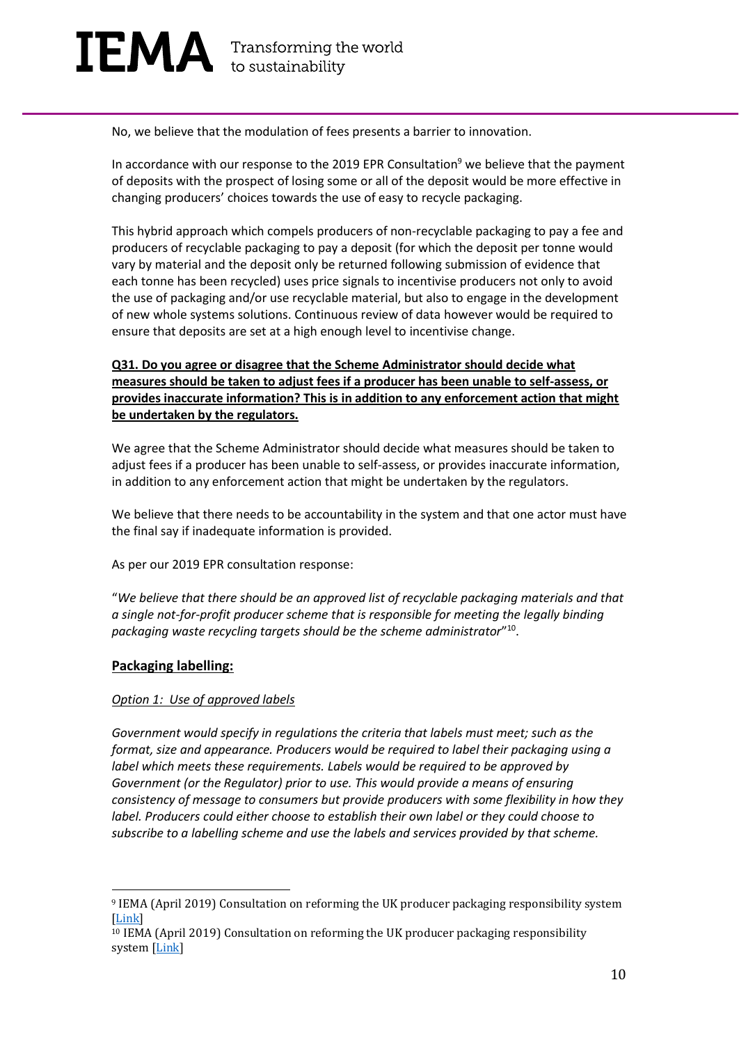No, we believe that the modulation of fees presents a barrier to innovation.

In accordance with our response to the 2019 EPR Consultation[9] we believe that the payment of deposits with the prospect of losing some or all of the deposit would be more effective in changing producers' choices towards the use of easy to recycle packaging.

This hybrid approach which compels producers of non-recyclable packaging to pay a fee and producers of recyclable packaging to pay a deposit (for which the deposit per tonne would vary by material and the deposit only be returned following submission of evidence that each tonne has been recycled) uses price signals to incentivise producers not only to avoid the use of packaging and/or use recyclable material, but also to engage in the development of new whole systems solutions. Continuous review of data however would be required to ensure that deposits are set at a high enough level to incentivise change.

**Q31. Do you agree or disagree that the Scheme Administrator should decide what measures should be taken to adjust fees if a producer has been unable to self-assess, or provides inaccurate information? This is in addition to any enforcement action that might be undertaken by the regulators.**

We agree that the Scheme Administrator should decide what measures should be taken to adjust fees if a producer has been unable to self-assess, or provides inaccurate information, in addition to any enforcement action that might be undertaken by the regulators.

We believe that there needs to be accountability in the system and that one actor must have the final say if inadequate information is provided.

As per our 2019 EPR consultation response:

"*We believe that there should be an approved list of recyclable packaging materials and that a single not-for-profit producer scheme that is responsible for meeting the legally binding packaging waste recycling targets should be the scheme administrator*"[10].

## Packaging labelling:

*Option 1: Use of approved labels*

*Government would specify in regulations the criteria that labels must meet; such as the format, size and appearance. Producers would be required to label their packaging using a label which meets these requirements. Labels would be required to be approved by Government (or the Regulator) prior to use. This would provide a means of ensuring consistency of message to consumers but provide producers with some flexibility in how they label. Producers could either choose to establish their own label or they could choose to subscribe to a labelling scheme and use the labels and services provided by that scheme.*

---

[9] IEMA (April 2019) Consultation on reforming the UK producer packaging responsibility system [Link]

[10] IEMA (April 2019) Consultation on reforming the UK producer packaging responsibility system [Link]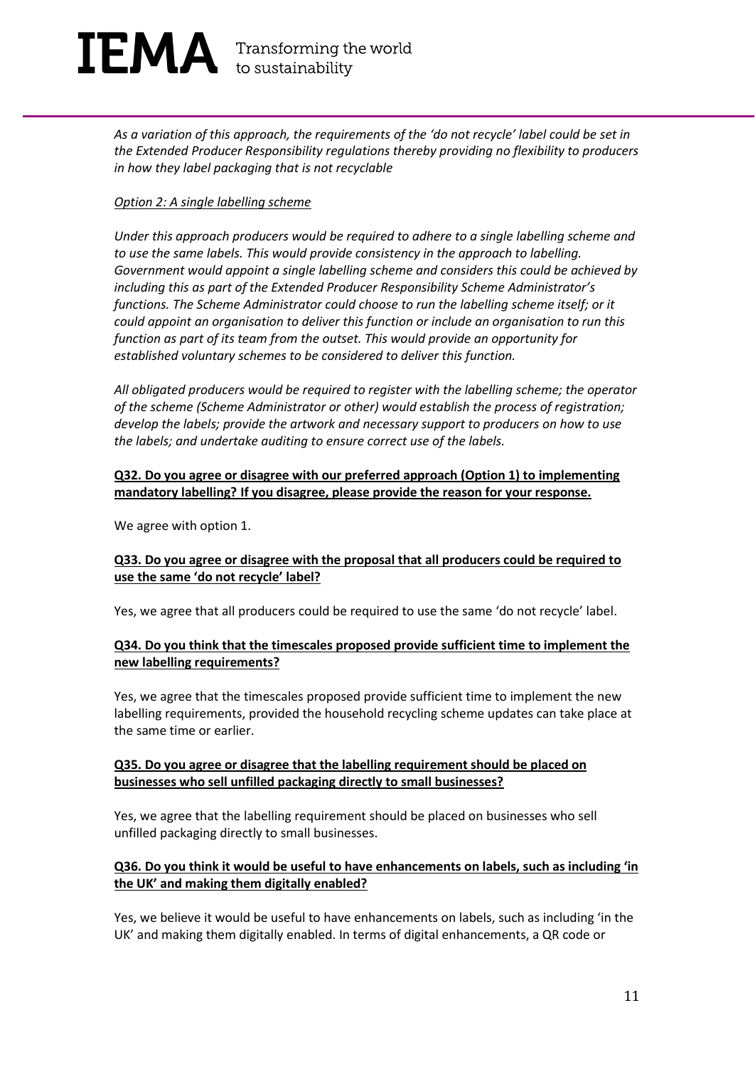*As a variation of this approach, the requirements of the 'do not recycle' label could be set in the Extended Producer Responsibility regulations thereby providing no flexibility to producers in how they label packaging that is not recyclable*

*Option 2: A single labelling scheme*

*Under this approach producers would be required to adhere to a single labelling scheme and to use the same labels. This would provide consistency in the approach to labelling. Government would appoint a single labelling scheme and considers this could be achieved by including this as part of the Extended Producer Responsibility Scheme Administrator's functions. The Scheme Administrator could choose to run the labelling scheme itself; or it could appoint an organisation to deliver this function or include an organisation to run this function as part of its team from the outset. This would provide an opportunity for established voluntary schemes to be considered to deliver this function.*

*All obligated producers would be required to register with the labelling scheme; the operator of the scheme (Scheme Administrator or other) would establish the process of registration; develop the labels; provide the artwork and necessary support to producers on how to use the labels; and undertake auditing to ensure correct use of the labels.*

**Q32. Do you agree or disagree with our preferred approach (Option 1) to implementing mandatory labelling? If you disagree, please provide the reason for your response.**

We agree with option 1.

**Q33. Do you agree or disagree with the proposal that all producers could be required to use the same 'do not recycle' label?**

Yes, we agree that all producers could be required to use the same 'do not recycle' label.

**Q34. Do you think that the timescales proposed provide sufficient time to implement the new labelling requirements?**

Yes, we agree that the timescales proposed provide sufficient time to implement the new labelling requirements, provided the household recycling scheme updates can take place at the same time or earlier.

**Q35. Do you agree or disagree that the labelling requirement should be placed on businesses who sell unfilled packaging directly to small businesses?**

Yes, we agree that the labelling requirement should be placed on businesses who sell unfilled packaging directly to small businesses.

**Q36. Do you think it would be useful to have enhancements on labels, such as including 'in the UK' and making them digitally enabled?**

Yes, we believe it would be useful to have enhancements on labels, such as including 'in the UK' and making them digitally enabled. In terms of digital enhancements, a QR code or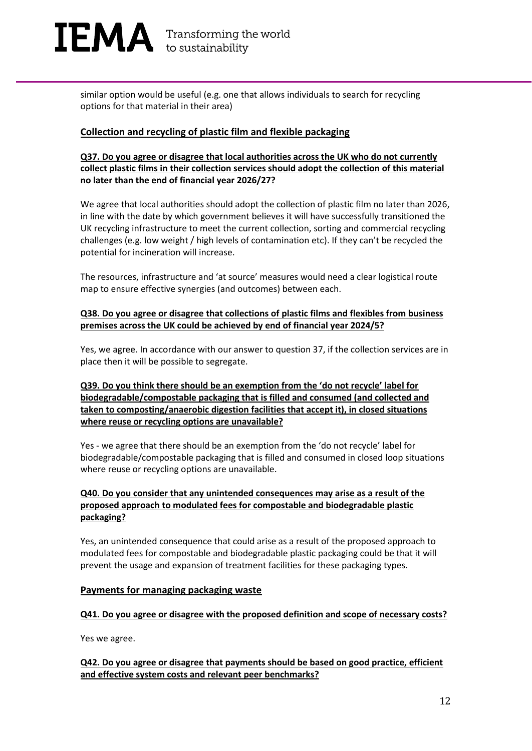similar option would be useful (e.g. one that allows individuals to search for recycling options for that material in their area)

## Collection and recycling of plastic film and flexible packaging

**Q37. Do you agree or disagree that local authorities across the UK who do not currently collect plastic films in their collection services should adopt the collection of this material no later than the end of financial year 2026/27?**

We agree that local authorities should adopt the collection of plastic film no later than 2026, in line with the date by which government believes it will have successfully transitioned the UK recycling infrastructure to meet the current collection, sorting and commercial recycling challenges (e.g. low weight / high levels of contamination etc). If they can't be recycled the potential for incineration will increase.

The resources, infrastructure and 'at source' measures would need a clear logistical route map to ensure effective synergies (and outcomes) between each.

**Q38. Do you agree or disagree that collections of plastic films and flexibles from business premises across the UK could be achieved by end of financial year 2024/5?**

Yes, we agree. In accordance with our answer to question 37, if the collection services are in place then it will be possible to segregate.

**Q39. Do you think there should be an exemption from the 'do not recycle' label for biodegradable/compostable packaging that is filled and consumed (and collected and taken to composting/anaerobic digestion facilities that accept it), in closed situations where reuse or recycling options are unavailable?**

Yes - we agree that there should be an exemption from the 'do not recycle' label for biodegradable/compostable packaging that is filled and consumed in closed loop situations where reuse or recycling options are unavailable.

**Q40. Do you consider that any unintended consequences may arise as a result of the proposed approach to modulated fees for compostable and biodegradable plastic packaging?**

Yes, an unintended consequence that could arise as a result of the proposed approach to modulated fees for compostable and biodegradable plastic packaging could be that it will prevent the usage and expansion of treatment facilities for these packaging types.

## Payments for managing packaging waste

**Q41. Do you agree or disagree with the proposed definition and scope of necessary costs?**

Yes we agree.

**Q42. Do you agree or disagree that payments should be based on good practice, efficient and effective system costs and relevant peer benchmarks?**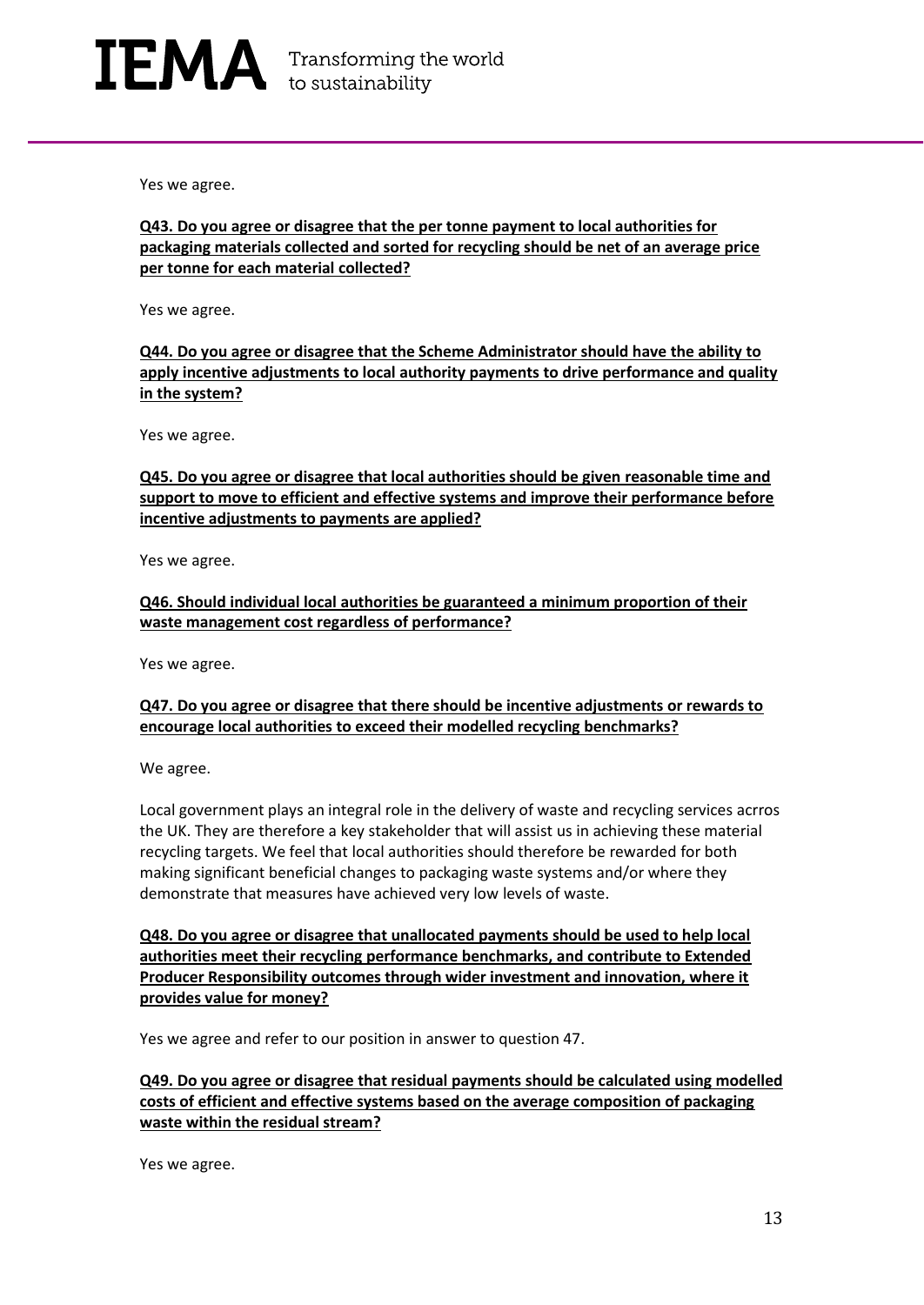Yes we agree.

**Q43. Do you agree or disagree that the per tonne payment to local authorities for packaging materials collected and sorted for recycling should be net of an average price per tonne for each material collected?**

Yes we agree.

**Q44. Do you agree or disagree that the Scheme Administrator should have the ability to apply incentive adjustments to local authority payments to drive performance and quality in the system?**

Yes we agree.

**Q45. Do you agree or disagree that local authorities should be given reasonable time and support to move to efficient and effective systems and improve their performance before incentive adjustments to payments are applied?**

Yes we agree.

**Q46. Should individual local authorities be guaranteed a minimum proportion of their waste management cost regardless of performance?**

Yes we agree.

**Q47. Do you agree or disagree that there should be incentive adjustments or rewards to encourage local authorities to exceed their modelled recycling benchmarks?**

We agree.

Local government plays an integral role in the delivery of waste and recycling services acrros the UK. They are therefore a key stakeholder that will assist us in achieving these material recycling targets. We feel that local authorities should therefore be rewarded for both making significant beneficial changes to packaging waste systems and/or where they demonstrate that measures have achieved very low levels of waste.

**Q48. Do you agree or disagree that unallocated payments should be used to help local authorities meet their recycling performance benchmarks, and contribute to Extended Producer Responsibility outcomes through wider investment and innovation, where it provides value for money?**

Yes we agree and refer to our position in answer to question 47.

**Q49. Do you agree or disagree that residual payments should be calculated using modelled costs of efficient and effective systems based on the average composition of packaging waste within the residual stream?**

Yes we agree.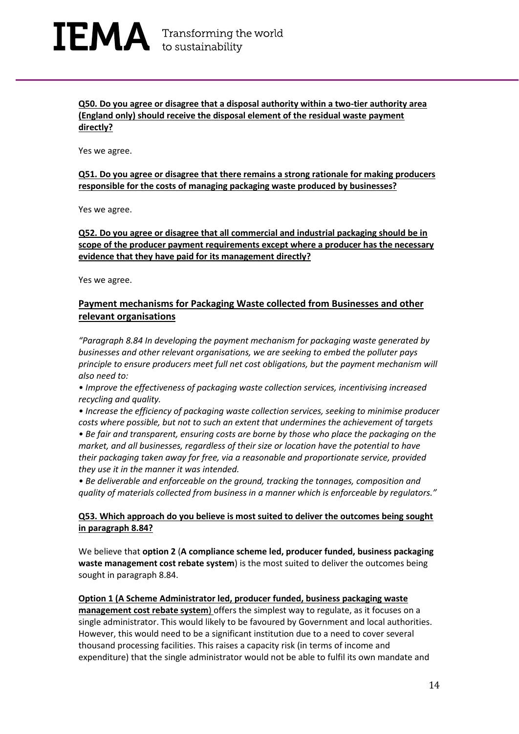**Q50. Do you agree or disagree that a disposal authority within a two-tier authority area (England only) should receive the disposal element of the residual waste payment directly?**

Yes we agree.

**Q51. Do you agree or disagree that there remains a strong rationale for making producers responsible for the costs of managing packaging waste produced by businesses?**

Yes we agree.

**Q52. Do you agree or disagree that all commercial and industrial packaging should be in scope of the producer payment requirements except where a producer has the necessary evidence that they have paid for its management directly?**

Yes we agree.

## Payment mechanisms for Packaging Waste collected from Businesses and other relevant organisations

*"Paragraph 8.84 In developing the payment mechanism for packaging waste generated by businesses and other relevant organisations, we are seeking to embed the polluter pays principle to ensure producers meet full net cost obligations, but the payment mechanism will also need to:*

- *Improve the effectiveness of packaging waste collection services, incentivising increased recycling and quality.*
- *Increase the efficiency of packaging waste collection services, seeking to minimise producer costs where possible, but not to such an extent that undermines the achievement of targets*
- *Be fair and transparent, ensuring costs are borne by those who place the packaging on the market, and all businesses, regardless of their size or location have the potential to have their packaging taken away for free, via a reasonable and proportionate service, provided they use it in the manner it was intended.*
- *Be deliverable and enforceable on the ground, tracking the tonnages, composition and quality of materials collected from business in a manner which is enforceable by regulators."*

**Q53. Which approach do you believe is most suited to deliver the outcomes being sought in paragraph 8.84?**

We believe that **option 2** (**A compliance scheme led, producer funded, business packaging waste management cost rebate system**) is the most suited to deliver the outcomes being sought in paragraph 8.84.

**Option 1 (A Scheme Administrator led, producer funded, business packaging waste management cost rebate system**) offers the simplest way to regulate, as it focuses on a single administrator. This would likely to be favoured by Government and local authorities. However, this would need to be a significant institution due to a need to cover several thousand processing facilities. This raises a capacity risk (in terms of income and expenditure) that the single administrator would not be able to fulfil its own mandate and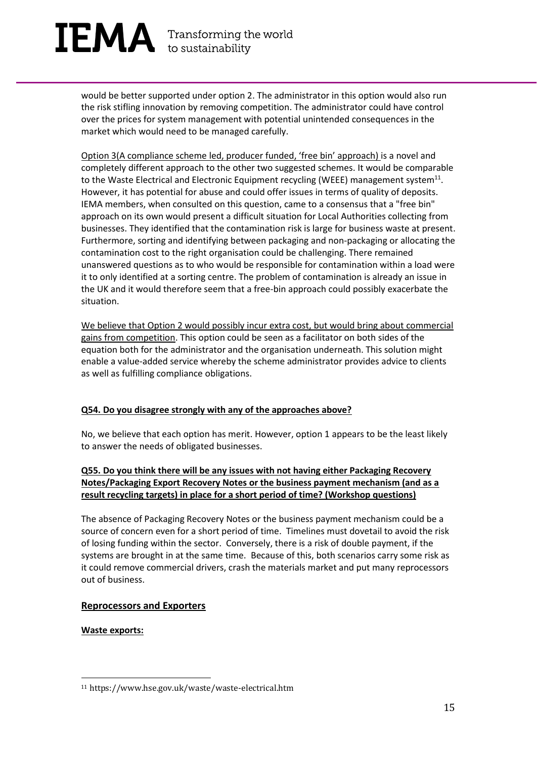would be better supported under option 2. The administrator in this option would also run the risk stifling innovation by removing competition. The administrator could have control over the prices for system management with potential unintended consequences in the market which would need to be managed carefully.

Option 3(A compliance scheme led, producer funded, 'free bin' approach) is a novel and completely different approach to the other two suggested schemes. It would be comparable to the Waste Electrical and Electronic Equipment recycling (WEEE) management system[11]. However, it has potential for abuse and could offer issues in terms of quality of deposits. IEMA members, when consulted on this question, came to a consensus that a "free bin" approach on its own would present a difficult situation for Local Authorities collecting from businesses. They identified that the contamination risk is large for business waste at present. Furthermore, sorting and identifying between packaging and non-packaging or allocating the contamination cost to the right organisation could be challenging. There remained unanswered questions as to who would be responsible for contamination within a load were it to only identified at a sorting centre. The problem of contamination is already an issue in the UK and it would therefore seem that a free-bin approach could possibly exacerbate the situation.

We believe that Option 2 would possibly incur extra cost, but would bring about commercial gains from competition. This option could be seen as a facilitator on both sides of the equation both for the administrator and the organisation underneath. This solution might enable a value-added service whereby the scheme administrator provides advice to clients as well as fulfilling compliance obligations.

**Q54. Do you disagree strongly with any of the approaches above?**

No, we believe that each option has merit. However, option 1 appears to be the least likely to answer the needs of obligated businesses.

**Q55. Do you think there will be any issues with not having either Packaging Recovery Notes/Packaging Export Recovery Notes or the business payment mechanism (and as a result recycling targets) in place for a short period of time? (Workshop questions)**

The absence of Packaging Recovery Notes or the business payment mechanism could be a source of concern even for a short period of time. Timelines must dovetail to avoid the risk of losing funding within the sector. Conversely, there is a risk of double payment, if the systems are brought in at the same time. Because of this, both scenarios carry some risk as it could remove commercial drivers, crash the materials market and put many reprocessors out of business.

## Reprocessors and Exporters

**Waste exports:**

[11] https://www.hse.gov.uk/waste/waste-electrical.htm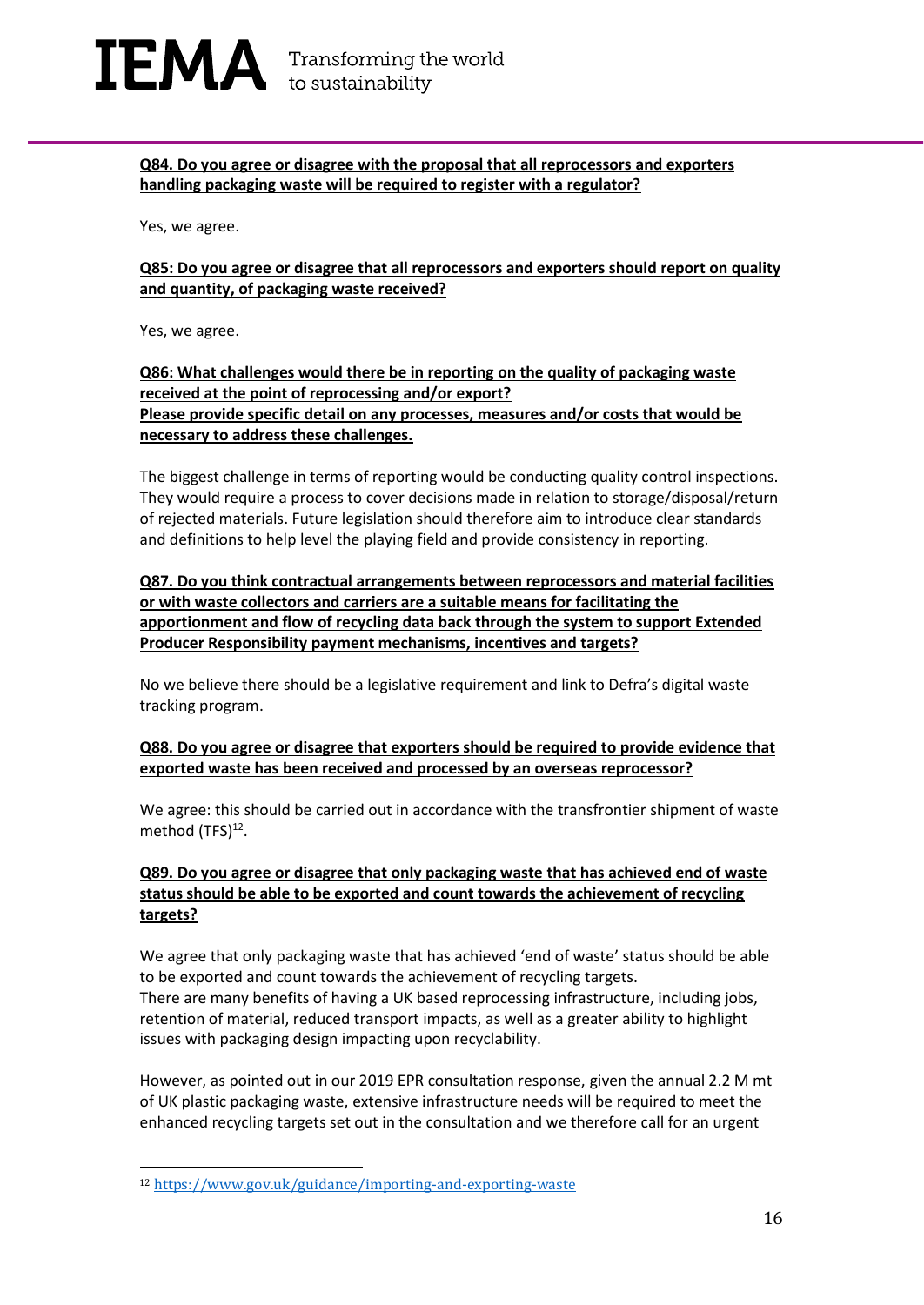**Q84. Do you agree or disagree with the proposal that all reprocessors and exporters handling packaging waste will be required to register with a regulator?**

Yes, we agree.

**Q85: Do you agree or disagree that all reprocessors and exporters should report on quality and quantity, of packaging waste received?**

Yes, we agree.

**Q86: What challenges would there be in reporting on the quality of packaging waste received at the point of reprocessing and/or export?**
**Please provide specific detail on any processes, measures and/or costs that would be necessary to address these challenges.**

The biggest challenge in terms of reporting would be conducting quality control inspections. They would require a process to cover decisions made in relation to storage/disposal/return of rejected materials. Future legislation should therefore aim to introduce clear standards and definitions to help level the playing field and provide consistency in reporting.

**Q87. Do you think contractual arrangements between reprocessors and material facilities or with waste collectors and carriers are a suitable means for facilitating the apportionment and flow of recycling data back through the system to support Extended Producer Responsibility payment mechanisms, incentives and targets?**

No we believe there should be a legislative requirement and link to Defra's digital waste tracking program.

**Q88. Do you agree or disagree that exporters should be required to provide evidence that exported waste has been received and processed by an overseas reprocessor?**

We agree: this should be carried out in accordance with the transfrontier shipment of waste method (TFS)[12].

**Q89. Do you agree or disagree that only packaging waste that has achieved end of waste status should be able to be exported and count towards the achievement of recycling targets?**

We agree that only packaging waste that has achieved 'end of waste' status should be able to be exported and count towards the achievement of recycling targets.
There are many benefits of having a UK based reprocessing infrastructure, including jobs, retention of material, reduced transport impacts, as well as a greater ability to highlight issues with packaging design impacting upon recyclability.

However, as pointed out in our 2019 EPR consultation response, given the annual 2.2 M mt of UK plastic packaging waste, extensive infrastructure needs will be required to meet the enhanced recycling targets set out in the consultation and we therefore call for an urgent

[12] https://www.gov.uk/guidance/importing-and-exporting-waste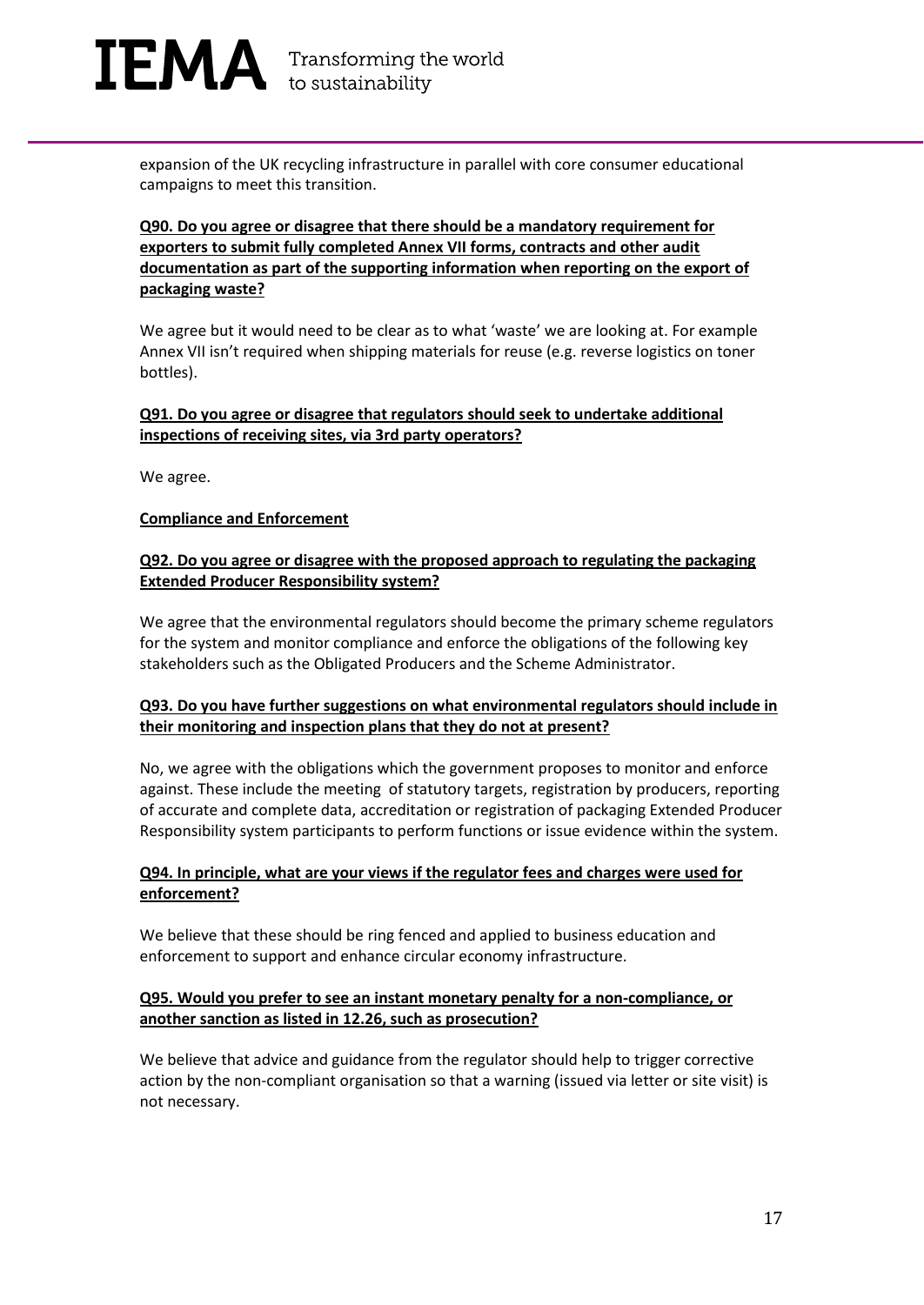expansion of the UK recycling infrastructure in parallel with core consumer educational campaigns to meet this transition.

**Q90. Do you agree or disagree that there should be a mandatory requirement for exporters to submit fully completed Annex VII forms, contracts and other audit documentation as part of the supporting information when reporting on the export of packaging waste?**

We agree but it would need to be clear as to what 'waste' we are looking at. For example Annex VII isn't required when shipping materials for reuse (e.g. reverse logistics on toner bottles).

**Q91. Do you agree or disagree that regulators should seek to undertake additional inspections of receiving sites, via 3rd party operators?**

We agree.

**Compliance and Enforcement**

**Q92. Do you agree or disagree with the proposed approach to regulating the packaging Extended Producer Responsibility system?**

We agree that the environmental regulators should become the primary scheme regulators for the system and monitor compliance and enforce the obligations of the following key stakeholders such as the Obligated Producers and the Scheme Administrator.

**Q93. Do you have further suggestions on what environmental regulators should include in their monitoring and inspection plans that they do not at present?**

No, we agree with the obligations which the government proposes to monitor and enforce against. These include the meeting of statutory targets, registration by producers, reporting of accurate and complete data, accreditation or registration of packaging Extended Producer Responsibility system participants to perform functions or issue evidence within the system.

**Q94. In principle, what are your views if the regulator fees and charges were used for enforcement?**

We believe that these should be ring fenced and applied to business education and enforcement to support and enhance circular economy infrastructure.

**Q95. Would you prefer to see an instant monetary penalty for a non-compliance, or another sanction as listed in 12.26, such as prosecution?**

We believe that advice and guidance from the regulator should help to trigger corrective action by the non-compliant organisation so that a warning (issued via letter or site visit) is not necessary.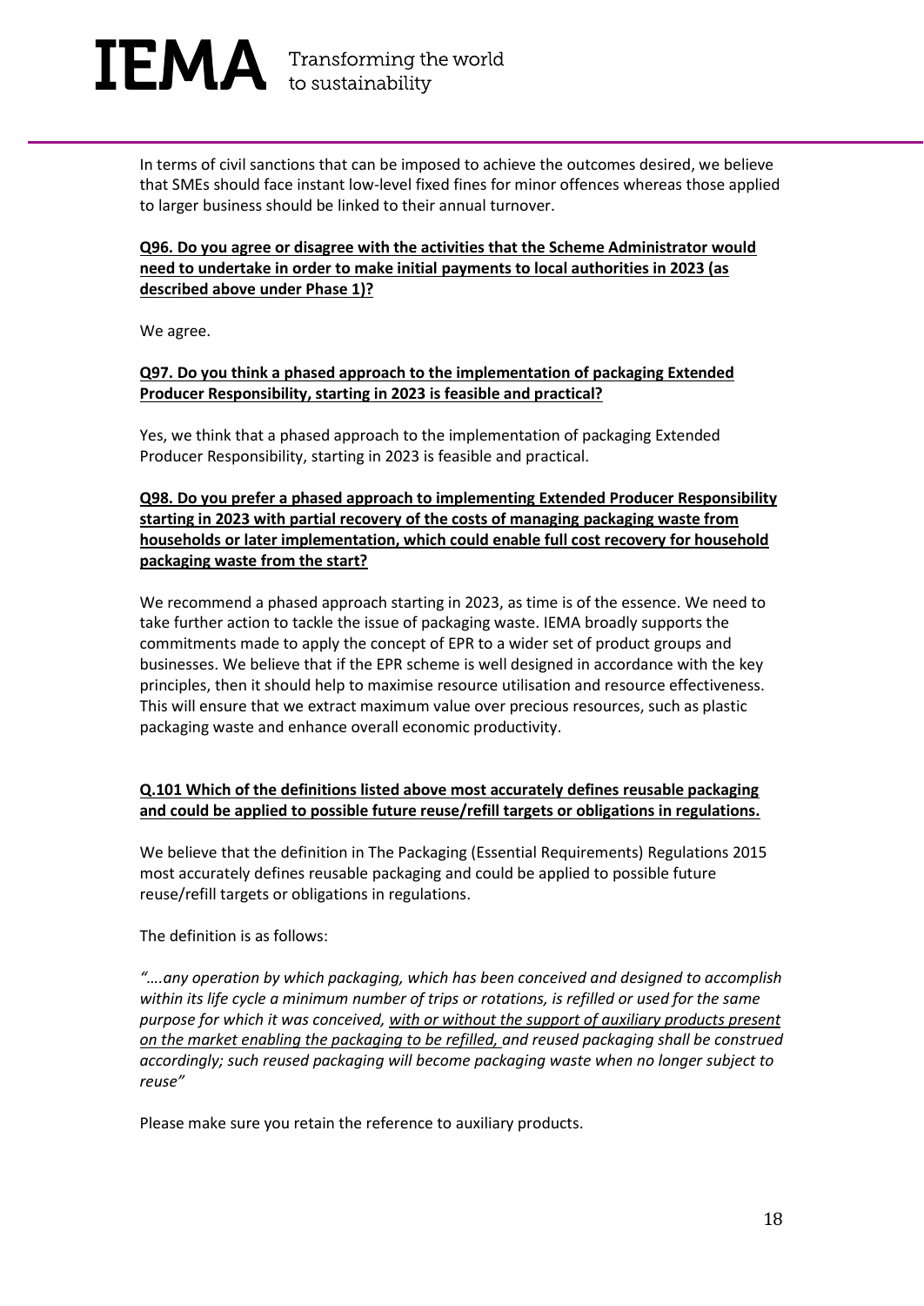In terms of civil sanctions that can be imposed to achieve the outcomes desired, we believe that SMEs should face instant low-level fixed fines for minor offences whereas those applied to larger business should be linked to their annual turnover.

**<u>Q96. Do you agree or disagree with the activities that the Scheme Administrator would need to undertake in order to make initial payments to local authorities in 2023 (as described above under Phase 1)?</u>**

We agree.

**<u>Q97. Do you think a phased approach to the implementation of packaging Extended Producer Responsibility, starting in 2023 is feasible and practical?</u>**

Yes, we think that a phased approach to the implementation of packaging Extended Producer Responsibility, starting in 2023 is feasible and practical.

**<u>Q98. Do you prefer a phased approach to implementing Extended Producer Responsibility starting in 2023 with partial recovery of the costs of managing packaging waste from households or later implementation, which could enable full cost recovery for household packaging waste from the start?</u>**

We recommend a phased approach starting in 2023, as time is of the essence. We need to take further action to tackle the issue of packaging waste. IEMA broadly supports the commitments made to apply the concept of EPR to a wider set of product groups and businesses. We believe that if the EPR scheme is well designed in accordance with the key principles, then it should help to maximise resource utilisation and resource effectiveness. This will ensure that we extract maximum value over precious resources, such as plastic packaging waste and enhance overall economic productivity.

**<u>Q.101 Which of the definitions listed above most accurately defines reusable packaging and could be applied to possible future reuse/refill targets or obligations in regulations.</u>**

We believe that the definition in The Packaging (Essential Requirements) Regulations 2015 most accurately defines reusable packaging and could be applied to possible future reuse/refill targets or obligations in regulations.

The definition is as follows:

*"….any operation by which packaging, which has been conceived and designed to accomplish within its life cycle a minimum number of trips or rotations, is refilled or used for the same purpose for which it was conceived, <u>with or without the support of auxiliary products present on the market enabling the packaging to be refilled,</u> and reused packaging shall be construed accordingly; such reused packaging will become packaging waste when no longer subject to reuse"*

Please make sure you retain the reference to auxiliary products.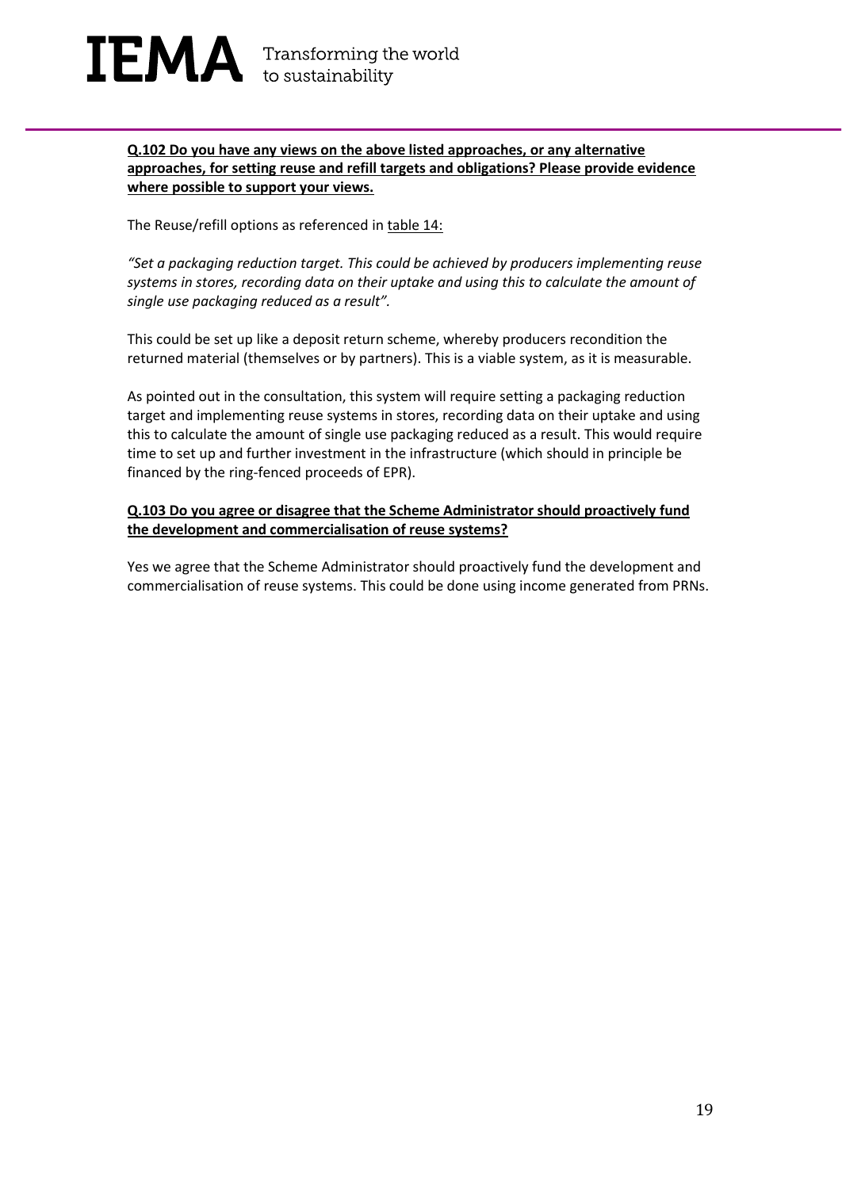**Q.102 Do you have any views on the above listed approaches, or any alternative approaches, for setting reuse and refill targets and obligations? Please provide evidence where possible to support your views.**

The Reuse/refill options as referenced in table 14:

*"Set a packaging reduction target. This could be achieved by producers implementing reuse systems in stores, recording data on their uptake and using this to calculate the amount of single use packaging reduced as a result".*

This could be set up like a deposit return scheme, whereby producers recondition the returned material (themselves or by partners). This is a viable system, as it is measurable.

As pointed out in the consultation, this system will require setting a packaging reduction target and implementing reuse systems in stores, recording data on their uptake and using this to calculate the amount of single use packaging reduced as a result. This would require time to set up and further investment in the infrastructure (which should in principle be financed by the ring-fenced proceeds of EPR).

**Q.103 Do you agree or disagree that the Scheme Administrator should proactively fund the development and commercialisation of reuse systems?**

Yes we agree that the Scheme Administrator should proactively fund the development and commercialisation of reuse systems. This could be done using income generated from PRNs.